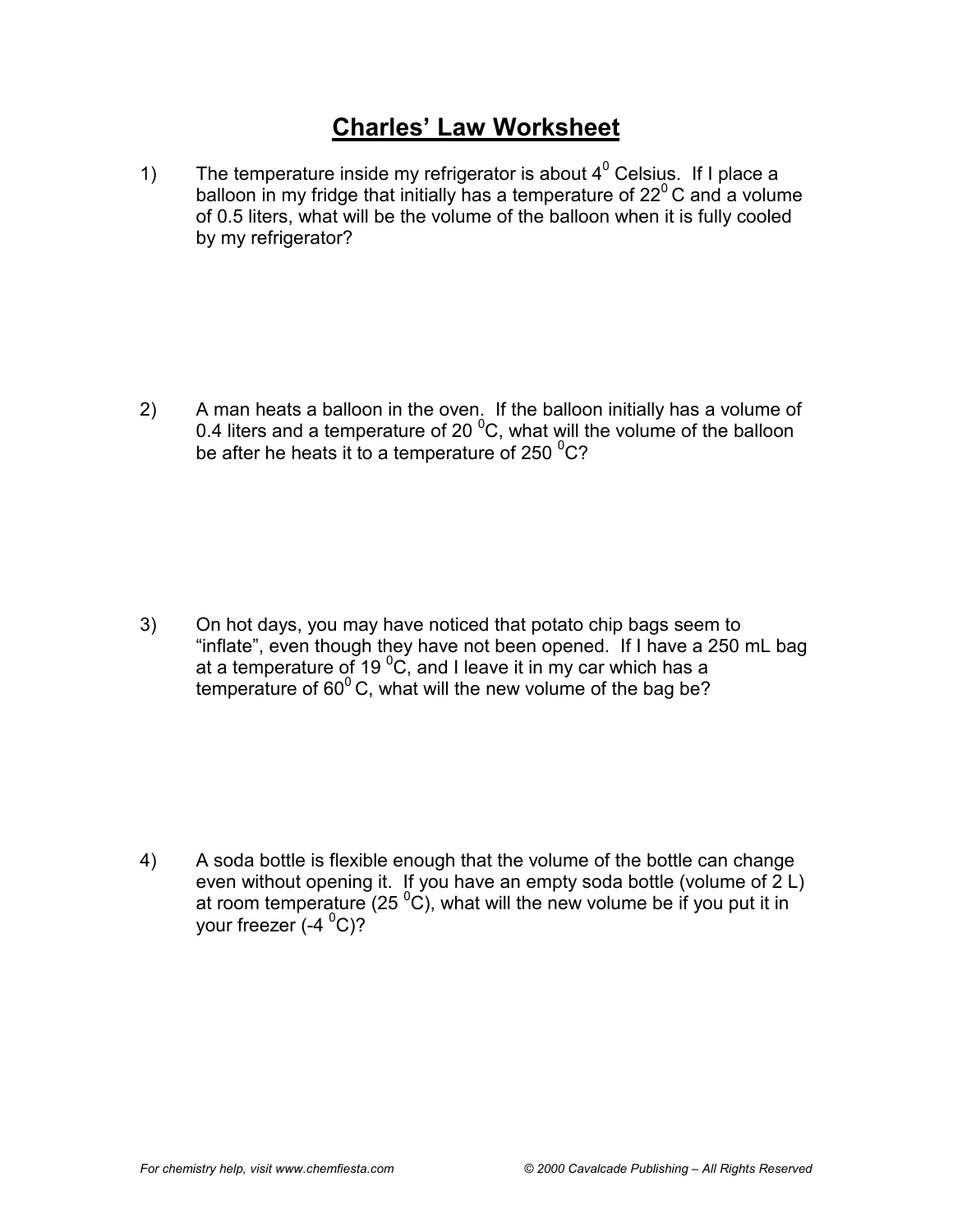# Charles' Law Worksheet

1) The temperature inside my refrigerator is about $4^0$ Celsius. If I place a balloon in my fridge that initially has a temperature of $22^0$ C and a volume of 0.5 liters, what will be the volume of the balloon when it is fully cooled by my refrigerator?

2) A man heats a balloon in the oven. If the balloon initially has a volume of 0.4 liters and a temperature of 20 $^0$C, what will the volume of the balloon be after he heats it to a temperature of 250 $^0$C?

3) On hot days, you may have noticed that potato chip bags seem to "inflate", even though they have not been opened. If I have a 250 mL bag at a temperature of 19 $^0$C, and I leave it in my car which has a temperature of $60^0$ C, what will the new volume of the bag be?

4) A soda bottle is flexible enough that the volume of the bottle can change even without opening it. If you have an empty soda bottle (volume of 2 L) at room temperature (25 $^0$C), what will the new volume be if you put it in your freezer (-4 $^0$C)?

*For chemistry help, visit www.chemfiesta.com* *© 2000 Cavalcade Publishing – All Rights Reserved*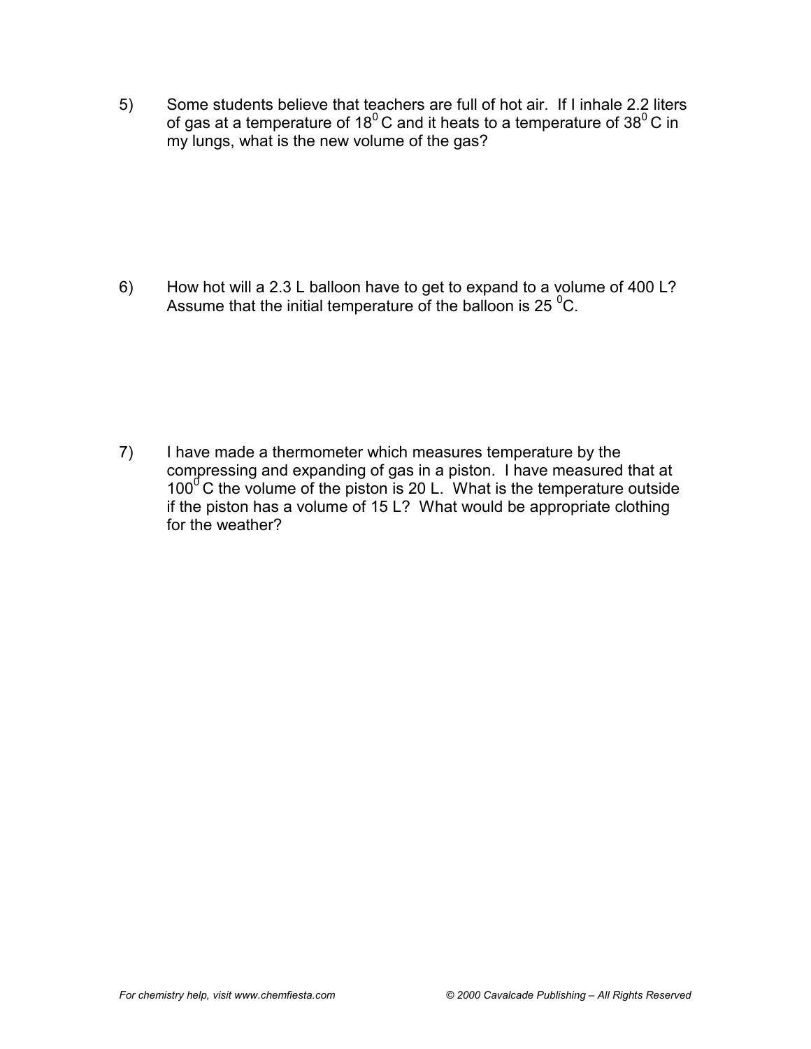5) Some students believe that teachers are full of hot air. If I inhale 2.2 liters of gas at a temperature of $18^0$ C and it heats to a temperature of $38^0$ C in my lungs, what is the new volume of the gas?

6) How hot will a 2.3 L balloon have to get to expand to a volume of 400 L? Assume that the initial temperature of the balloon is 25 $^0$C.

7) I have made a thermometer which measures temperature by the compressing and expanding of gas in a piston. I have measured that at $100^0$ C the volume of the piston is 20 L. What is the temperature outside if the piston has a volume of 15 L? What would be appropriate clothing for the weather?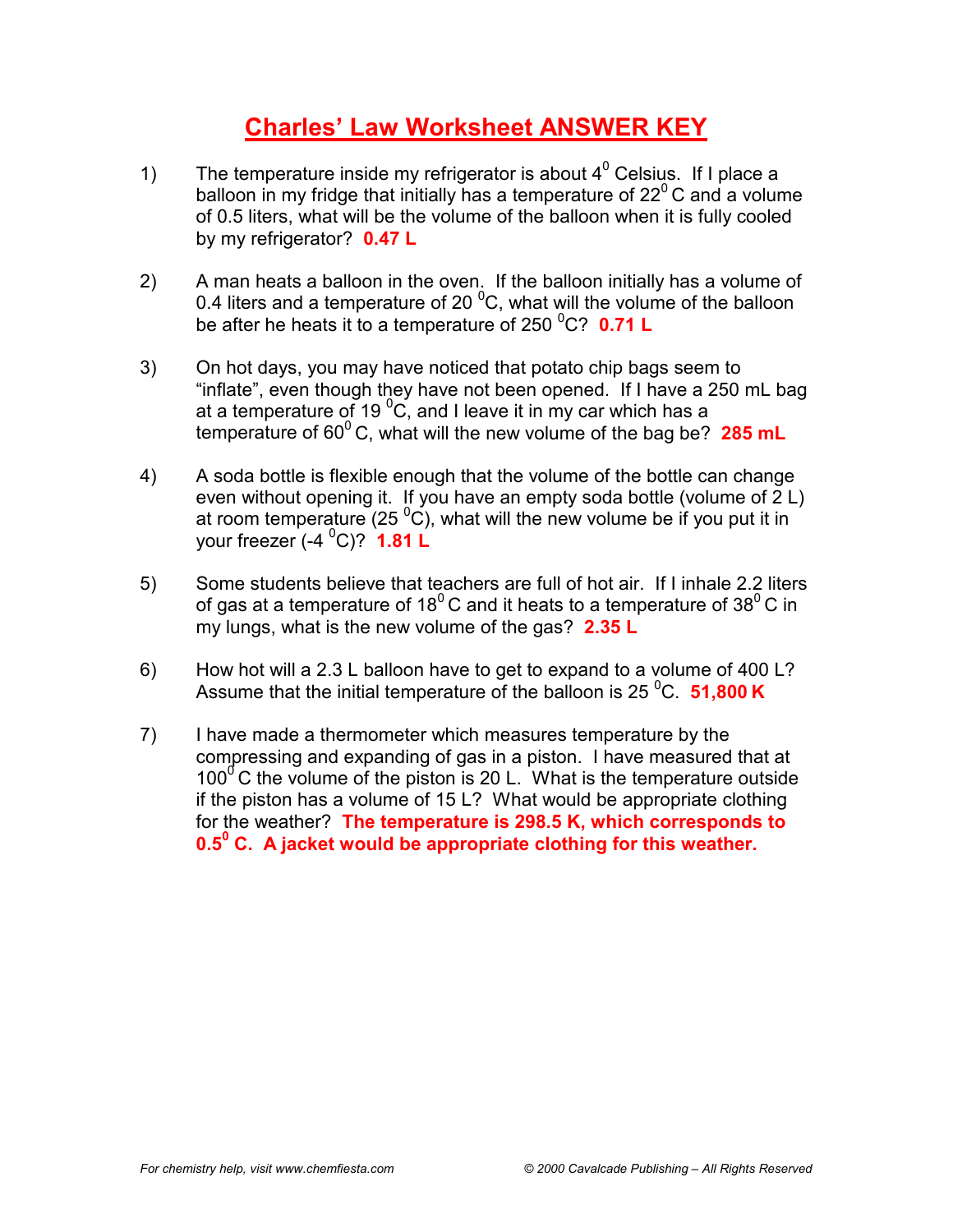# Charles' Law Worksheet ANSWER KEY

1) The temperature inside my refrigerator is about $4^0$ Celsius. If I place a balloon in my fridge that initially has a temperature of $22^0$ C and a volume of 0.5 liters, what will be the volume of the balloon when it is fully cooled by my refrigerator? **0.47 L**

2) A man heats a balloon in the oven. If the balloon initially has a volume of 0.4 liters and a temperature of 20 $^0$C, what will the volume of the balloon be after he heats it to a temperature of 250 $^0$C? **0.71 L**

3) On hot days, you may have noticed that potato chip bags seem to "inflate", even though they have not been opened. If I have a 250 mL bag at a temperature of 19 $^0$C, and I leave it in my car which has a temperature of $60^0$ C, what will the new volume of the bag be? **285 mL**

4) A soda bottle is flexible enough that the volume of the bottle can change even without opening it. If you have an empty soda bottle (volume of 2 L) at room temperature (25 $^0$C), what will the new volume be if you put it in your freezer (-4 $^0$C)? **1.81 L**

5) Some students believe that teachers are full of hot air. If I inhale 2.2 liters of gas at a temperature of $18^0$ C and it heats to a temperature of $38^0$ C in my lungs, what is the new volume of the gas? **2.35 L**

6) How hot will a 2.3 L balloon have to get to expand to a volume of 400 L? Assume that the initial temperature of the balloon is 25 $^0$C. **51,800 K**

7) I have made a thermometer which measures temperature by the compressing and expanding of gas in a piston. I have measured that at $100^0$ C the volume of the piston is 20 L. What is the temperature outside if the piston has a volume of 15 L? What would be appropriate clothing for the weather? **The temperature is 298.5 K, which corresponds to $0.5^0$ C. A jacket would be appropriate clothing for this weather.**

*For chemistry help, visit www.chemfiesta.com* *© 2000 Cavalcade Publishing – All Rights Reserved*